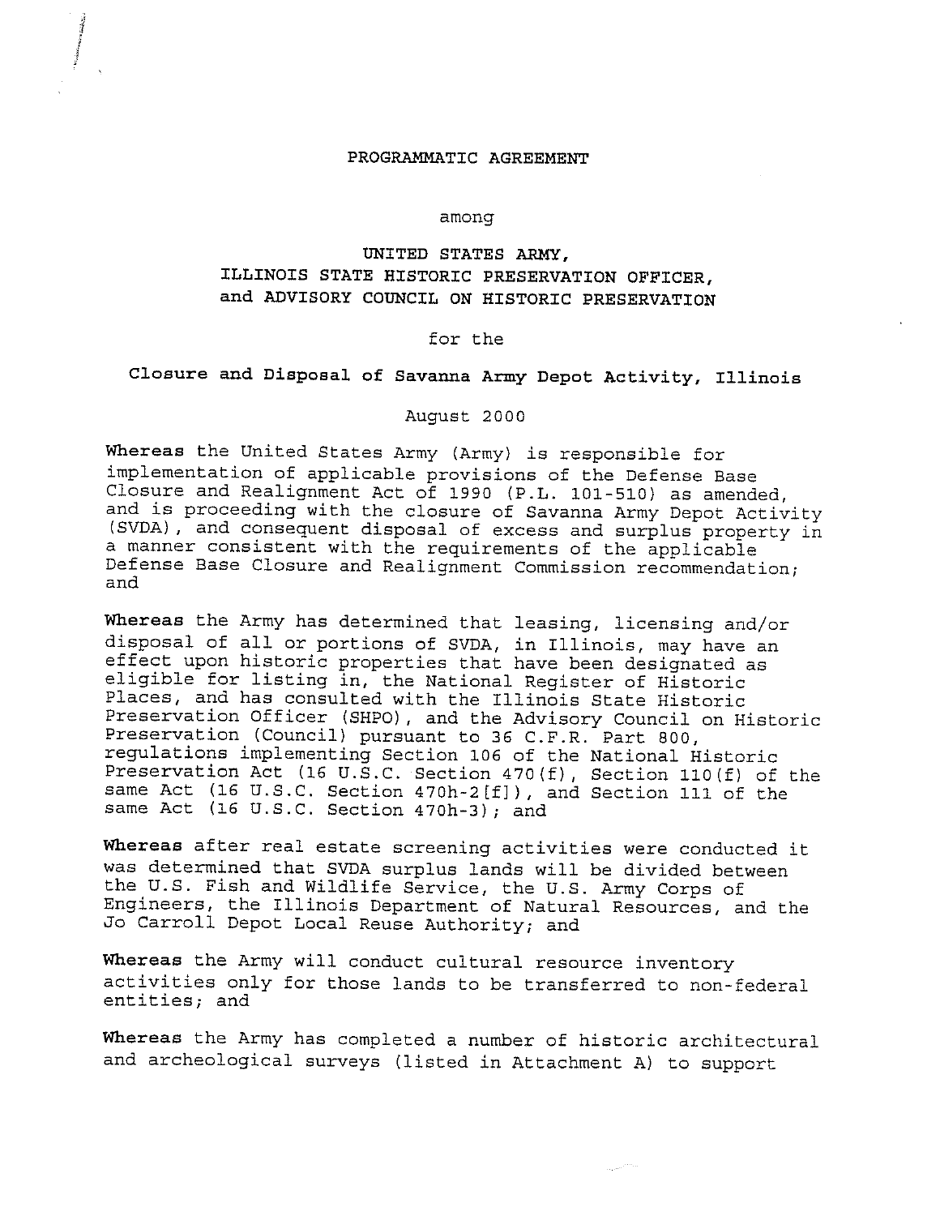# PROGRAMMATIC AGREEMENT

among

## UNITED STATES ARMY, ILLINOIS STATE HISTORIC PRESERVATION OFFICER, and ADVISORY COUNCIL ON HISTORIC PRESERVATION

for the

## Closure and Disposal of Savanna Army Depot Activity, Illinois

August 2000

**Whereas** the United States Army (Army) is responsible for implementation of applicable provisions of the Defense Base Closure and Realignment Act of 1990 (P.L. 101-510) as amended, and is proceeding with the closure of Savanna Army Depot Activity (SVDA), and consequent disposal of excess and surplus property in a manner consistent with the requirements of the applicable Defense Base Closure and Realignment Commission recommendation; and

**Whereas** the Army has determined that leasing, licensing and/or disposal of all or portions of SVDA, in Illinois, may have an effect upon historic properties that have been designated as eligible for listing in, the National Register of Historic Places, and has consulted with the Illinois State Historic Preservation Officer (SHPO), and the Advisory Council on Historic Preservation (Council) pursuant to 36 C.F.R. Part 800, regulations implementing Section 106 of the National Historic Preservation Act (16 U.S.C. Section 470(f), Section 110(f) of the same Act (16 U.S.C. Section 470h-2[f]), and Section 111 of the same Act (16 U.S.C. Section 470h-3); and

**Whereas** after real estate screening activities were conducted it was determined that SVDA surplus lands will be divided between the U.S. Fish and Wildlife Service, the U.S. Army Corps of Engineers, the Illinois Department of Natural Resources, and the Jo Carroll Depot Local Reuse Authority; and

**Whereas** the Army will conduct cultural resource inventory activities only for those lands to be transferred to non-federal entities; and

**Whereas** the Army has completed a number of historic architectural and archeological surveys (listed in Attachment A) to support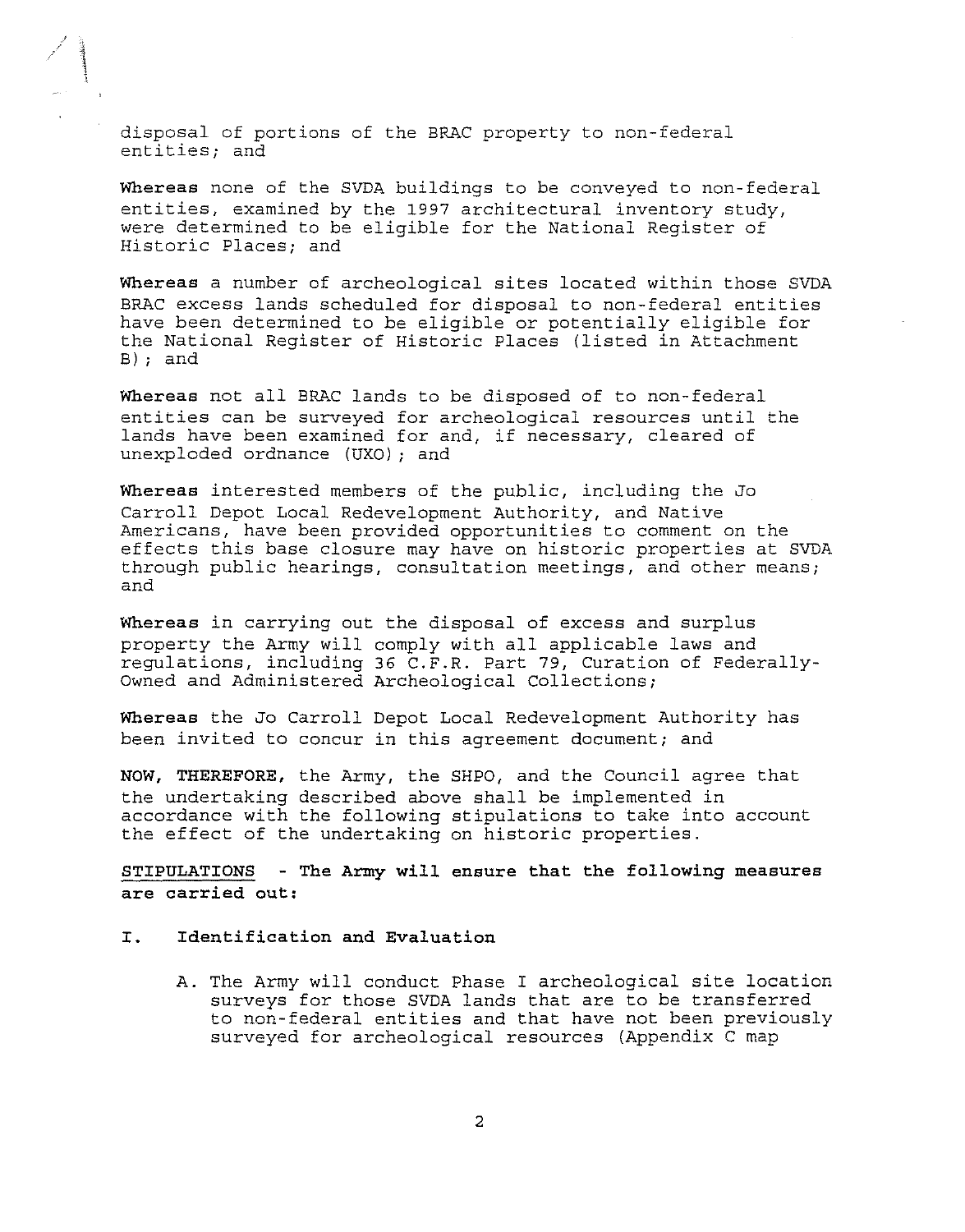disposal of portions of the BRAC property to non-federal entities; and

**Whereas** none of the SVDA buildings to be conveyed to non-federal entities, examined by the 1997 architectural inventory study, were determined to be eligible for the National Register of Historic Places; and

**Whereas** a number of archeological sites located within those SVDA BRAC excess lands scheduled for disposal to non-federal entities have been determined to be eligible or potentially eligible for the National Register of Historic Places (listed in Attachment B); and

**Whereas** not all BRAC lands to be disposed of to non-federal entities can be surveyed for archeological resources until the lands have been examined for and, if necessary, cleared of unexploded ordnance (UXO); and

**Whereas** interested members of the public, including the Jo Carroll Depot Local Redevelopment Authority, and Native Americans, have been provided opportunities to comment on the effects this base closure may have on historic properties at SVDA through public hearings, consultation meetings, and other means; and

**Whereas** in carrying out the disposal of excess and surplus property the Army will comply with all applicable laws and regulations, including 36 C.F.R. Part 79, Curation of Federally-Owned and Administered Archeological Collections;

**Whereas** the Jo Carroll Depot Local Redevelopment Authority has been invited to concur in this agreement document; and

**NOW, THEREFORE,** the Army, the SHPO, and the Council agree that the undertaking described above shall be implemented in accordance with the following stipulations to take into account the effect of the undertaking on historic properties.

**STIPULATIONS - The Army will ensure that the following measures are carried out:**

## I. Identification and Evaluation

A. The Army will conduct Phase I archeological site location surveys for those SVDA lands that are to be transferred to non-federal entities and that have not been previously surveyed for archeological resources (Appendix C map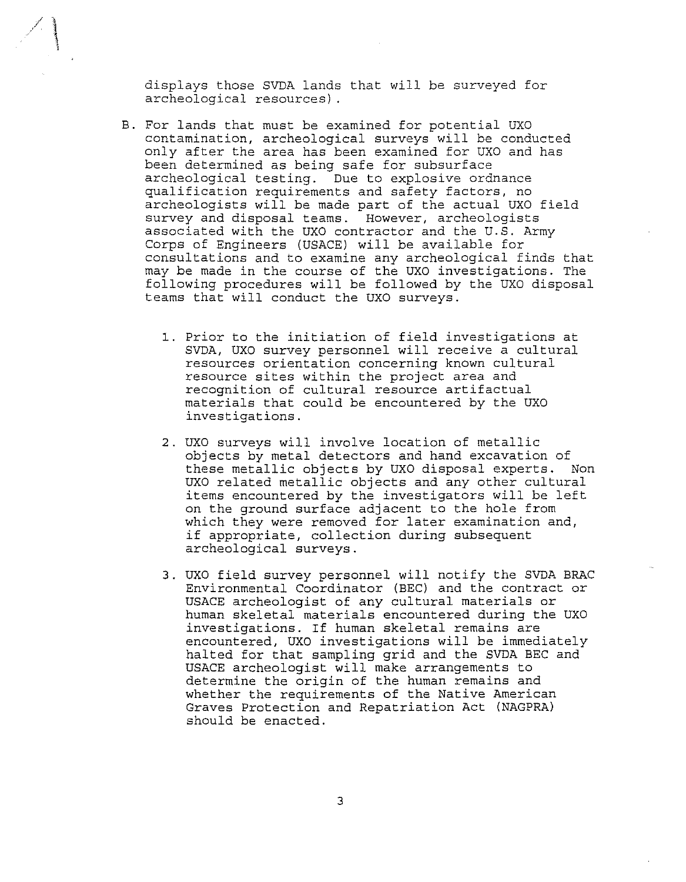displays those SVDA lands that will be surveyed for archeological resources).

B. For lands that must be examined for potential UXO contamination, archeological surveys will be conducted only after the area has been examined for UXO and has been determined as being safe for subsurface archeological testing. Due to explosive ordnance qualification requirements and safety factors, no archeologists will be made part of the actual UXO field survey and disposal teams. However, archeologists associated with the UXO contractor and the U.S. Army Corps of Engineers (USACE) will be available for consultations and to examine any archeological finds that may be made in the course of the UXO investigations. The following procedures will be followed by the UXO disposal teams that will conduct the UXO surveys.

   1. Prior to the initiation of field investigations at SVDA, UXO survey personnel will receive a cultural resources orientation concerning known cultural resource sites within the project area and recognition of cultural resource artifactual materials that could be encountered by the UXO investigations.

   2. UXO surveys will involve location of metallic objects by metal detectors and hand excavation of these metallic objects by UXO disposal experts. Non UXO related metallic objects and any other cultural items encountered by the investigators will be left on the ground surface adjacent to the hole from which they were removed for later examination and, if appropriate, collection during subsequent archeological surveys.

   3. UXO field survey personnel will notify the SVDA BRAC Environmental Coordinator (BEC) and the contract or USACE archeologist of any cultural materials or human skeletal materials encountered during the UXO investigations. If human skeletal remains are encountered, UXO investigations will be immediately halted for that sampling grid and the SVDA BEC and USACE archeologist will make arrangements to determine the origin of the human remains and whether the requirements of the Native American Graves Protection and Repatriation Act (NAGPRA) should be enacted.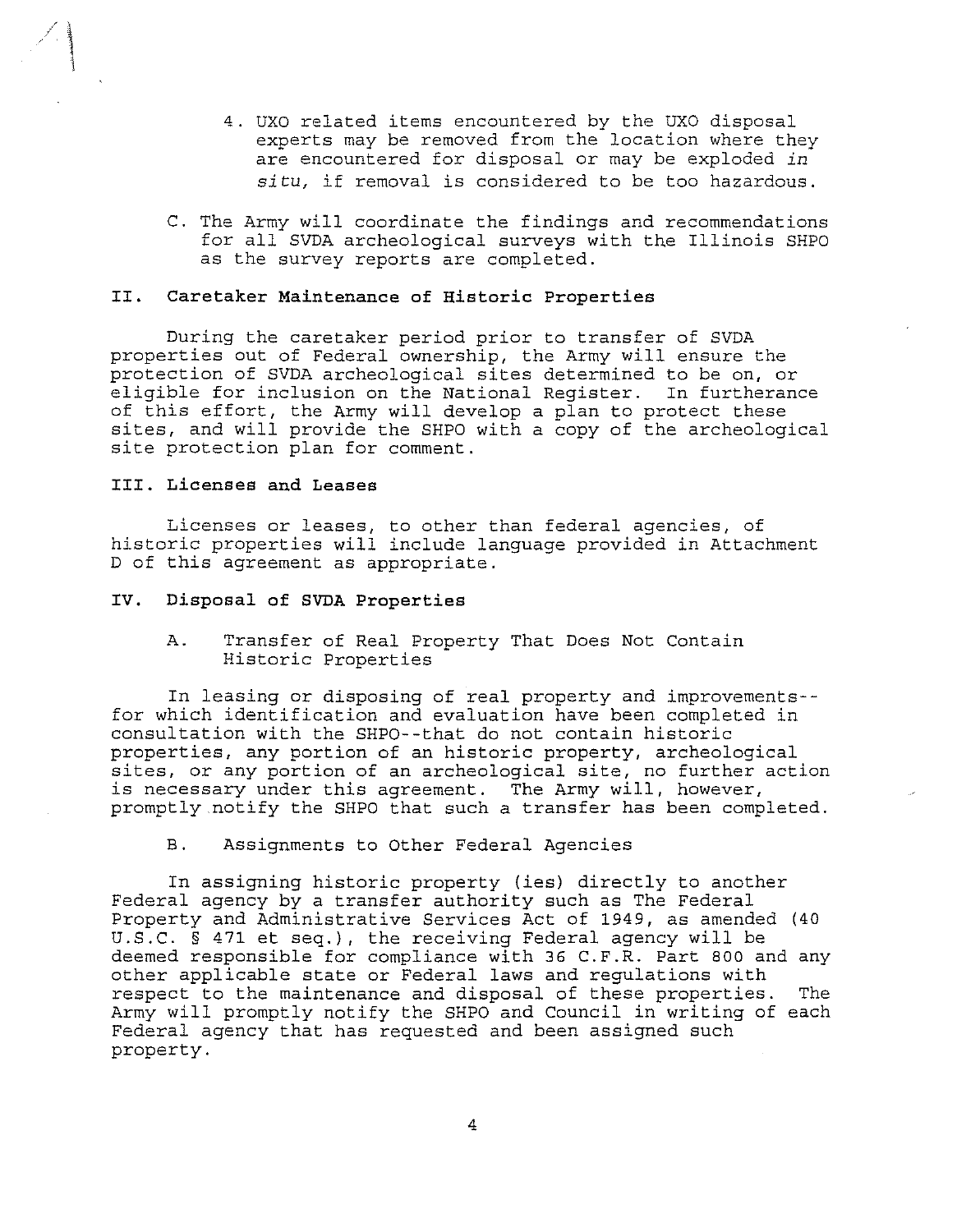4. UXO related items encountered by the UXO disposal experts may be removed from the location where they are encountered for disposal or may be exploded *in situ*, if removal is considered to be too hazardous.

C. The Army will coordinate the findings and recommendations for all SVDA archeological surveys with the Illinois SHPO as the survey reports are completed.

## II. Caretaker Maintenance of Historic Properties

During the caretaker period prior to transfer of SVDA properties out of Federal ownership, the Army will ensure the protection of SVDA archeological sites determined to be on, or eligible for inclusion on the National Register. In furtherance of this effort, the Army will develop a plan to protect these sites, and will provide the SHPO with a copy of the archeological site protection plan for comment.

## III. Licenses and Leases

Licenses or leases, to other than federal agencies, of historic properties will include language provided in Attachment D of this agreement as appropriate.

## IV. Disposal of SVDA Properties

### A. Transfer of Real Property That Does Not Contain Historic Properties

In leasing or disposing of real property and improvements--for which identification and evaluation have been completed in consultation with the SHPO--that do not contain historic properties, any portion of an historic property, archeological sites, or any portion of an archeological site, no further action is necessary under this agreement. The Army will, however, promptly notify the SHPO that such a transfer has been completed.

### B. Assignments to Other Federal Agencies

In assigning historic property (ies) directly to another Federal agency by a transfer authority such as The Federal Property and Administrative Services Act of 1949, as amended (40 U.S.C. § 471 et seq.), the receiving Federal agency will be deemed responsible for compliance with 36 C.F.R. Part 800 and any other applicable state or Federal laws and regulations with respect to the maintenance and disposal of these properties. The Army will promptly notify the SHPO and Council in writing of each Federal agency that has requested and been assigned such property.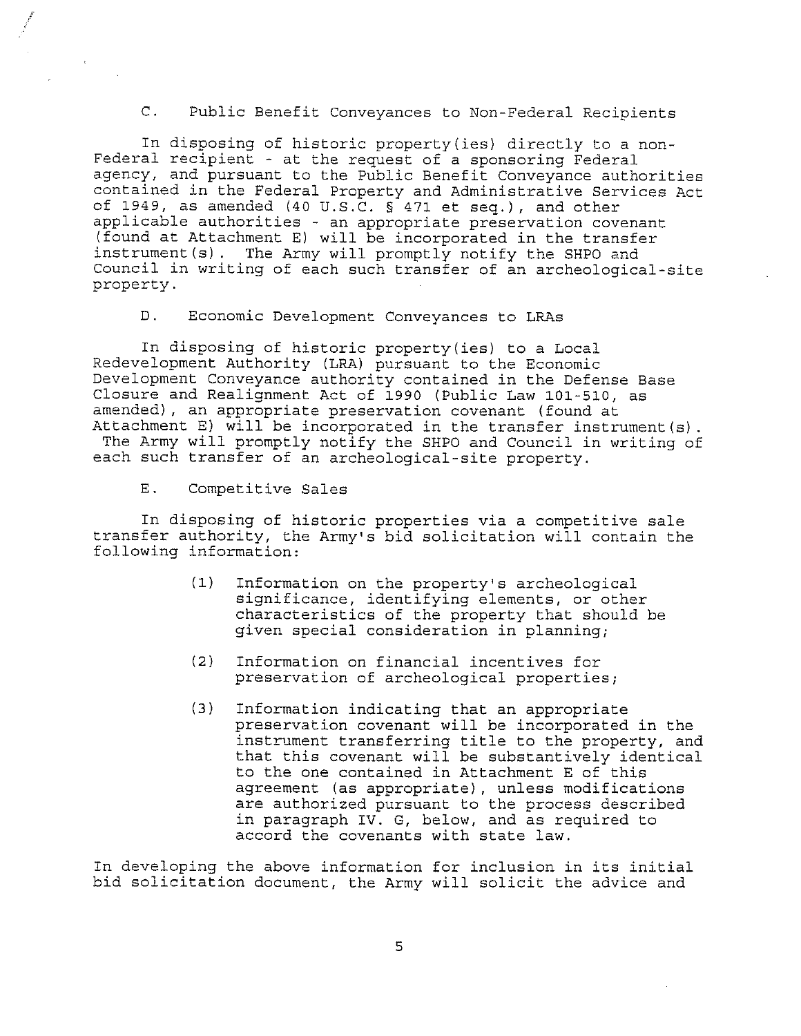### C. Public Benefit Conveyances to Non-Federal Recipients

In disposing of historic property(ies) directly to a non-Federal recipient - at the request of a sponsoring Federal agency, and pursuant to the Public Benefit Conveyance authorities contained in the Federal Property and Administrative Services Act of 1949, as amended (40 U.S.C. § 471 et seq.), and other applicable authorities - an appropriate preservation covenant (found at Attachment E) will be incorporated in the transfer instrument(s). The Army will promptly notify the SHPO and Council in writing of each such transfer of an archeological-site property.

### D. Economic Development Conveyances to LRAs

In disposing of historic property(ies) to a Local Redevelopment Authority (LRA) pursuant to the Economic Development Conveyance authority contained in the Defense Base Closure and Realignment Act of 1990 (Public Law 101-510, as amended), an appropriate preservation covenant (found at Attachment E) will be incorporated in the transfer instrument(s). The Army will promptly notify the SHPO and Council in writing of each such transfer of an archeological-site property.

### E. Competitive Sales

In disposing of historic properties via a competitive sale transfer authority, the Army's bid solicitation will contain the following information:

(1) Information on the property's archeological significance, identifying elements, or other characteristics of the property that should be given special consideration in planning;

(2) Information on financial incentives for preservation of archeological properties;

(3) Information indicating that an appropriate preservation covenant will be incorporated in the instrument transferring title to the property, and that this covenant will be substantively identical to the one contained in Attachment E of this agreement (as appropriate), unless modifications are authorized pursuant to the process described in paragraph IV. G, below, and as required to accord the covenants with state law.

In developing the above information for inclusion in its initial bid solicitation document, the Army will solicit the advice and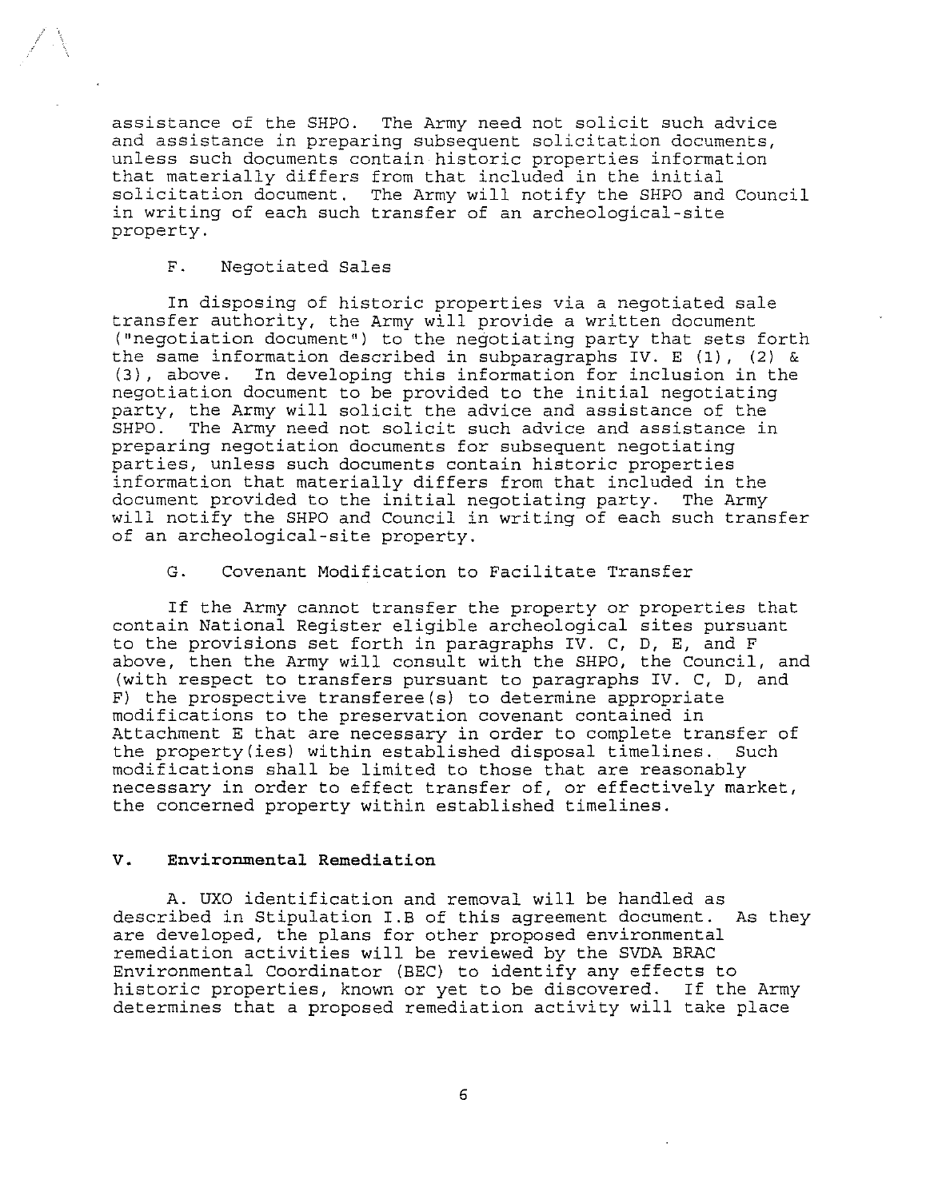assistance of the SHPO. The Army need not solicit such advice and assistance in preparing subsequent solicitation documents, unless such documents contain historic properties information that materially differs from that included in the initial solicitation document. The Army will notify the SHPO and Council in writing of each such transfer of an archeological-site property.

### F. Negotiated Sales

In disposing of historic properties via a negotiated sale transfer authority, the Army will provide a written document ("negotiation document") to the negotiating party that sets forth the same information described in subparagraphs IV. E (1), (2) & (3), above. In developing this information for inclusion in the negotiation document to be provided to the initial negotiating party, the Army will solicit the advice and assistance of the SHPO. The Army need not solicit such advice and assistance in preparing negotiation documents for subsequent negotiating parties, unless such documents contain historic properties information that materially differs from that included in the document provided to the initial negotiating party. The Army will notify the SHPO and Council in writing of each such transfer of an archeological-site property.

### G. Covenant Modification to Facilitate Transfer

If the Army cannot transfer the property or properties that contain National Register eligible archeological sites pursuant to the provisions set forth in paragraphs IV. C, D, E, and F above, then the Army will consult with the SHPO, the Council, and (with respect to transfers pursuant to paragraphs IV. C, D, and F) the prospective transferee(s) to determine appropriate modifications to the preservation covenant contained in Attachment E that are necessary in order to complete transfer of the property(ies) within established disposal timelines. Such modifications shall be limited to those that are reasonably necessary in order to effect transfer of, or effectively market, the concerned property within established timelines.

## V. Environmental Remediation

A. UXO identification and removal will be handled as described in Stipulation I.B of this agreement document. As they are developed, the plans for other proposed environmental remediation activities will be reviewed by the SVDA BRAC Environmental Coordinator (BEC) to identify any effects to historic properties, known or yet to be discovered. If the Army determines that a proposed remediation activity will take place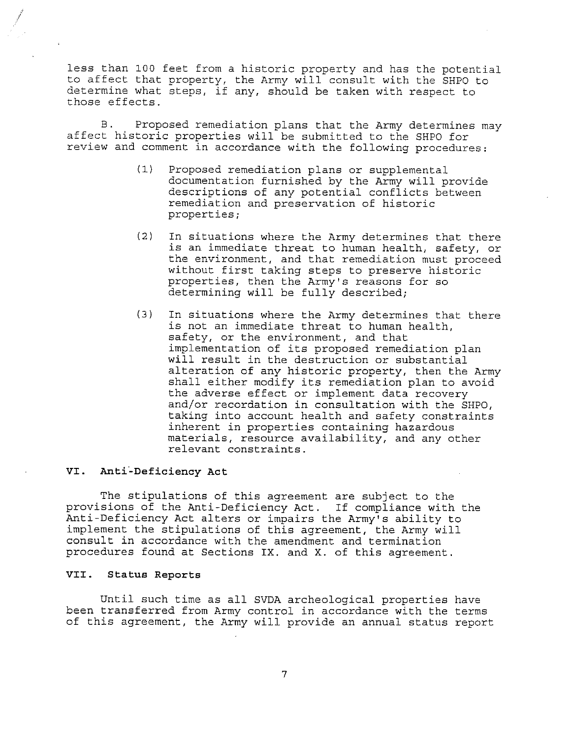less than 100 feet from a historic property and has the potential to affect that property, the Army will consult with the SHPO to determine what steps, if any, should be taken with respect to those effects.

B. Proposed remediation plans that the Army determines may affect historic properties will be submitted to the SHPO for review and comment in accordance with the following procedures:

(1) Proposed remediation plans or supplemental documentation furnished by the Army will provide descriptions of any potential conflicts between remediation and preservation of historic properties;

(2) In situations where the Army determines that there is an immediate threat to human health, safety, or the environment, and that remediation must proceed without first taking steps to preserve historic properties, then the Army's reasons for so determining will be fully described;

(3) In situations where the Army determines that there is not an immediate threat to human health, safety, or the environment, and that implementation of its proposed remediation plan will result in the destruction or substantial alteration of any historic property, then the Army shall either modify its remediation plan to avoid the adverse effect or implement data recovery and/or recordation in consultation with the SHPO, taking into account health and safety constraints inherent in properties containing hazardous materials, resource availability, and any other relevant constraints.

## VI. Anti-Deficiency Act

The stipulations of this agreement are subject to the provisions of the Anti-Deficiency Act. If compliance with the Anti-Deficiency Act alters or impairs the Army's ability to implement the stipulations of this agreement, the Army will consult in accordance with the amendment and termination procedures found at Sections IX. and X. of this agreement.

## VII. Status Reports

Until such time as all SVDA archeological properties have been transferred from Army control in accordance with the terms of this agreement, the Army will provide an annual status report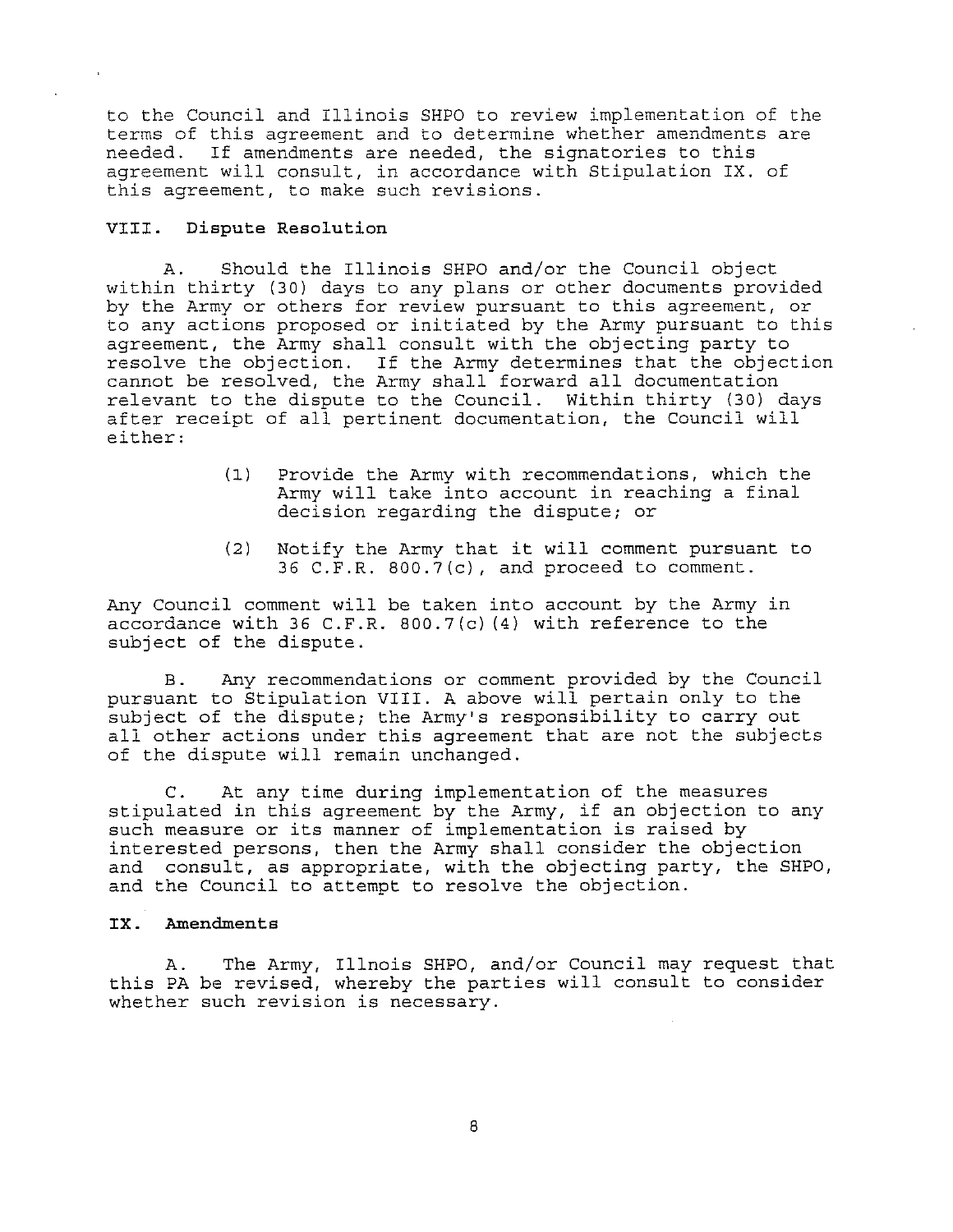to the Council and Illinois SHPO to review implementation of the terms of this agreement and to determine whether amendments are needed. If amendments are needed, the signatories to this agreement will consult, in accordance with Stipulation IX. of this agreement, to make such revisions.

### VIII. Dispute Resolution

A. Should the Illinois SHPO and/or the Council object within thirty (30) days to any plans or other documents provided by the Army or others for review pursuant to this agreement, or to any actions proposed or initiated by the Army pursuant to this agreement, the Army shall consult with the objecting party to resolve the objection. If the Army determines that the objection cannot be resolved, the Army shall forward all documentation relevant to the dispute to the Council. Within thirty (30) days after receipt of all pertinent documentation, the Council will either:

(1) Provide the Army with recommendations, which the Army will take into account in reaching a final decision regarding the dispute; or

(2) Notify the Army that it will comment pursuant to 36 C.F.R. 800.7(c), and proceed to comment.

Any Council comment will be taken into account by the Army in accordance with 36 C.F.R. 800.7(c)(4) with reference to the subject of the dispute.

B. Any recommendations or comment provided by the Council pursuant to Stipulation VIII. A above will pertain only to the subject of the dispute; the Army's responsibility to carry out all other actions under this agreement that are not the subjects of the dispute will remain unchanged.

C. At any time during implementation of the measures stipulated in this agreement by the Army, if an objection to any such measure or its manner of implementation is raised by interested persons, then the Army shall consider the objection and consult, as appropriate, with the objecting party, the SHPO, and the Council to attempt to resolve the objection.

### IX. Amendments

A. The Army, Illnois SHPO, and/or Council may request that this PA be revised, whereby the parties will consult to consider whether such revision is necessary.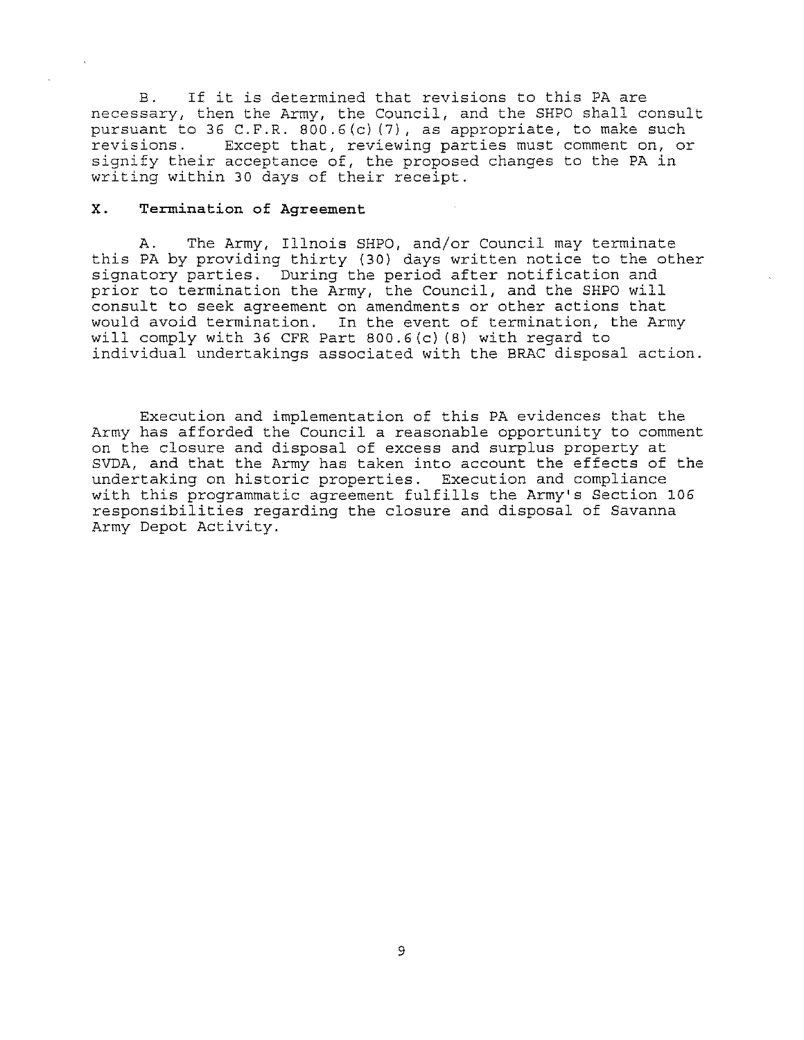B. If it is determined that revisions to this PA are necessary, then the Army, the Council, and the SHPO shall consult pursuant to 36 C.F.R. 800.6(c)(7), as appropriate, to make such revisions. Except that, reviewing parties must comment on, or signify their acceptance of, the proposed changes to the PA in writing within 30 days of their receipt.

## X. Termination of Agreement

A. The Army, Illinois SHPO, and/or Council may terminate this PA by providing thirty (30) days written notice to the other signatory parties. During the period after notification and prior to termination the Army, the Council, and the SHPO will consult to seek agreement on amendments or other actions that would avoid termination. In the event of termination, the Army will comply with 36 CFR Part 800.6(c)(8) with regard to individual undertakings associated with the BRAC disposal action.

Execution and implementation of this PA evidences that the Army has afforded the Council a reasonable opportunity to comment on the closure and disposal of excess and surplus property at SVDA, and that the Army has taken into account the effects of the undertaking on historic properties. Execution and compliance with this programmatic agreement fulfills the Army's Section 106 responsibilities regarding the closure and disposal of Savanna Army Depot Activity.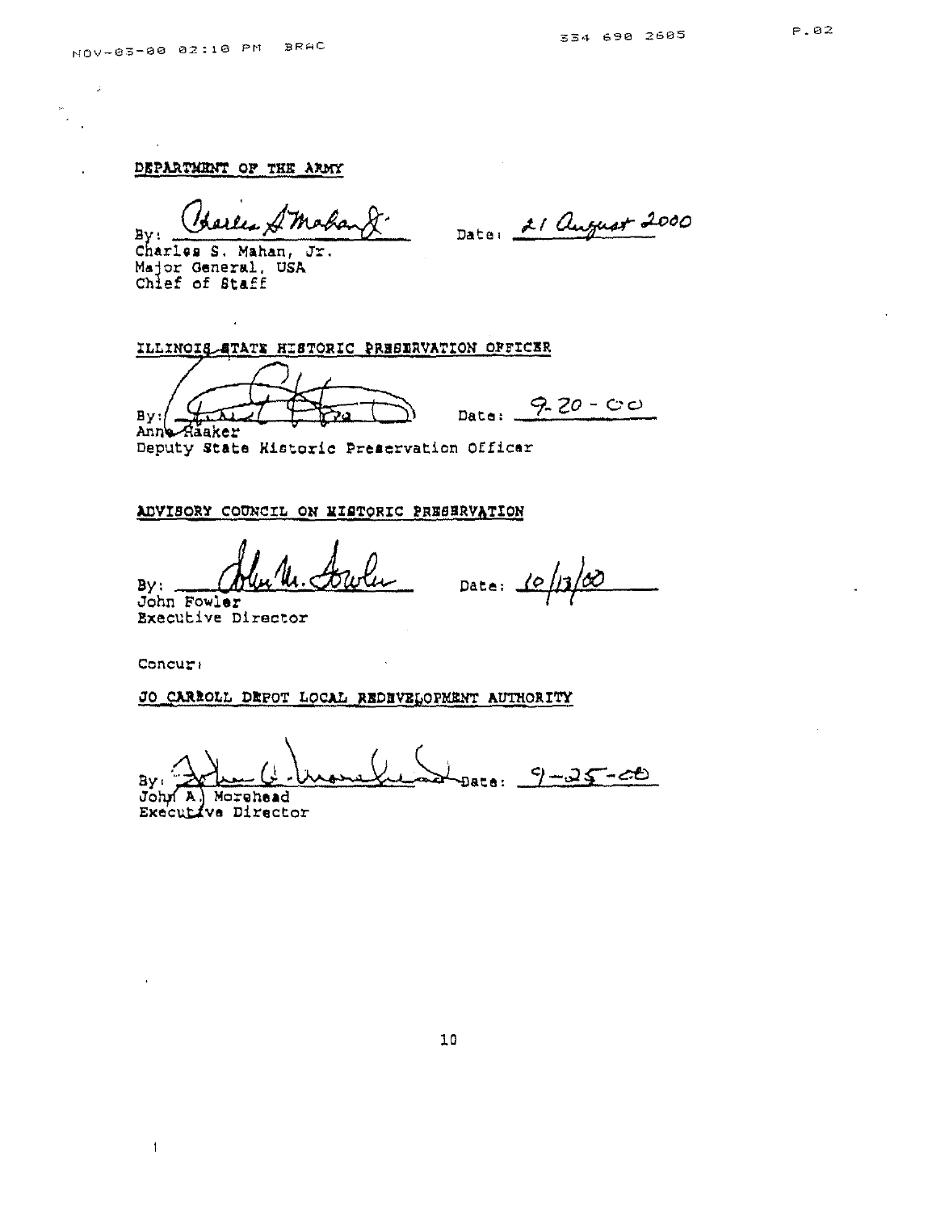DEPARTMENT OF THE ARMY

By: Charles S. Mahan Jr. Date: 21 August 2000
Charles S. Mahan, Jr.
Major General, USA
Chief of Staff

ILLINOIS STATE HISTORIC PRESERVATION OFFICER

By: Date: 9-20-00
Anne Haaker
Deputy State Historic Preservation Officer

ADVISORY COUNCIL ON HISTORIC PRESERVATION

By: John M. Fowler Date: 10/13/00
John Fowler
Executive Director

Concur:

JO CARROLL DEPOT LOCAL REDEVELOPMENT AUTHORITY

By: John A. Morehead Date: 9-25-00
John A. Morehead
Executive Director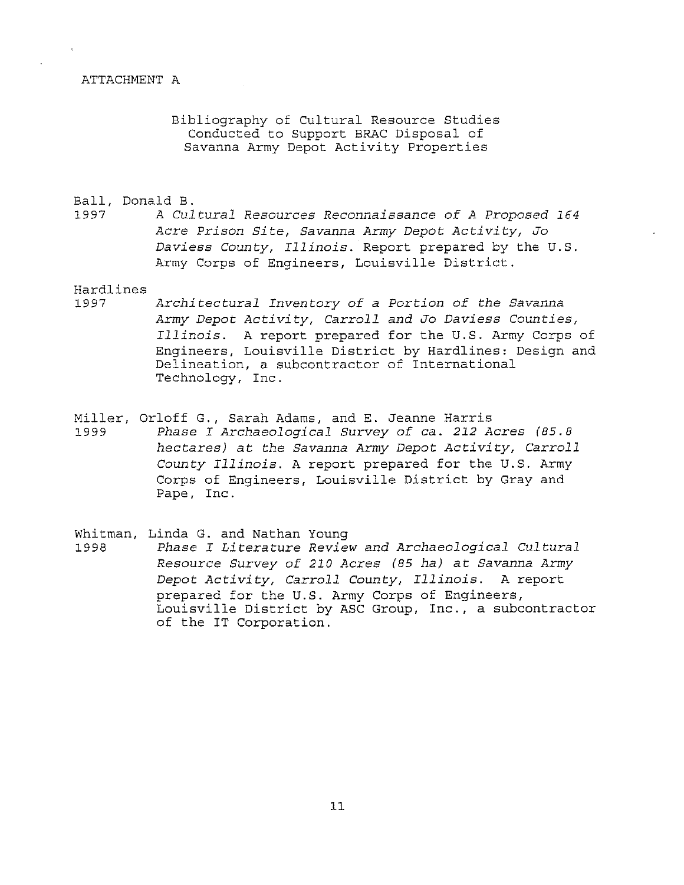ATTACHMENT A

## Bibliography of Cultural Resource Studies Conducted to Support BRAC Disposal of Savanna Army Depot Activity Properties

Ball, Donald B.
1997 *A Cultural Resources Reconnaissance of A Proposed 164 Acre Prison Site, Savanna Army Depot Activity, Jo Daviess County, Illinois.* Report prepared by the U.S. Army Corps of Engineers, Louisville District.

Hardlines
1997 *Architectural Inventory of a Portion of the Savanna Army Depot Activity, Carroll and Jo Daviess Counties, Illinois.* A report prepared for the U.S. Army Corps of Engineers, Louisville District by Hardlines: Design and Delineation, a subcontractor of International Technology, Inc.

Miller, Orloff G., Sarah Adams, and E. Jeanne Harris
1999 *Phase I Archaeological Survey of ca. 212 Acres (85.8 hectares) at the Savanna Army Depot Activity, Carroll County Illinois.* A report prepared for the U.S. Army Corps of Engineers, Louisville District by Gray and Pape, Inc.

Whitman, Linda G. and Nathan Young
1998 *Phase I Literature Review and Archaeological Cultural Resource Survey of 210 Acres (85 ha) at Savanna Army Depot Activity, Carroll County, Illinois.* A report prepared for the U.S. Army Corps of Engineers, Louisville District by ASC Group, Inc., a subcontractor of the IT Corporation.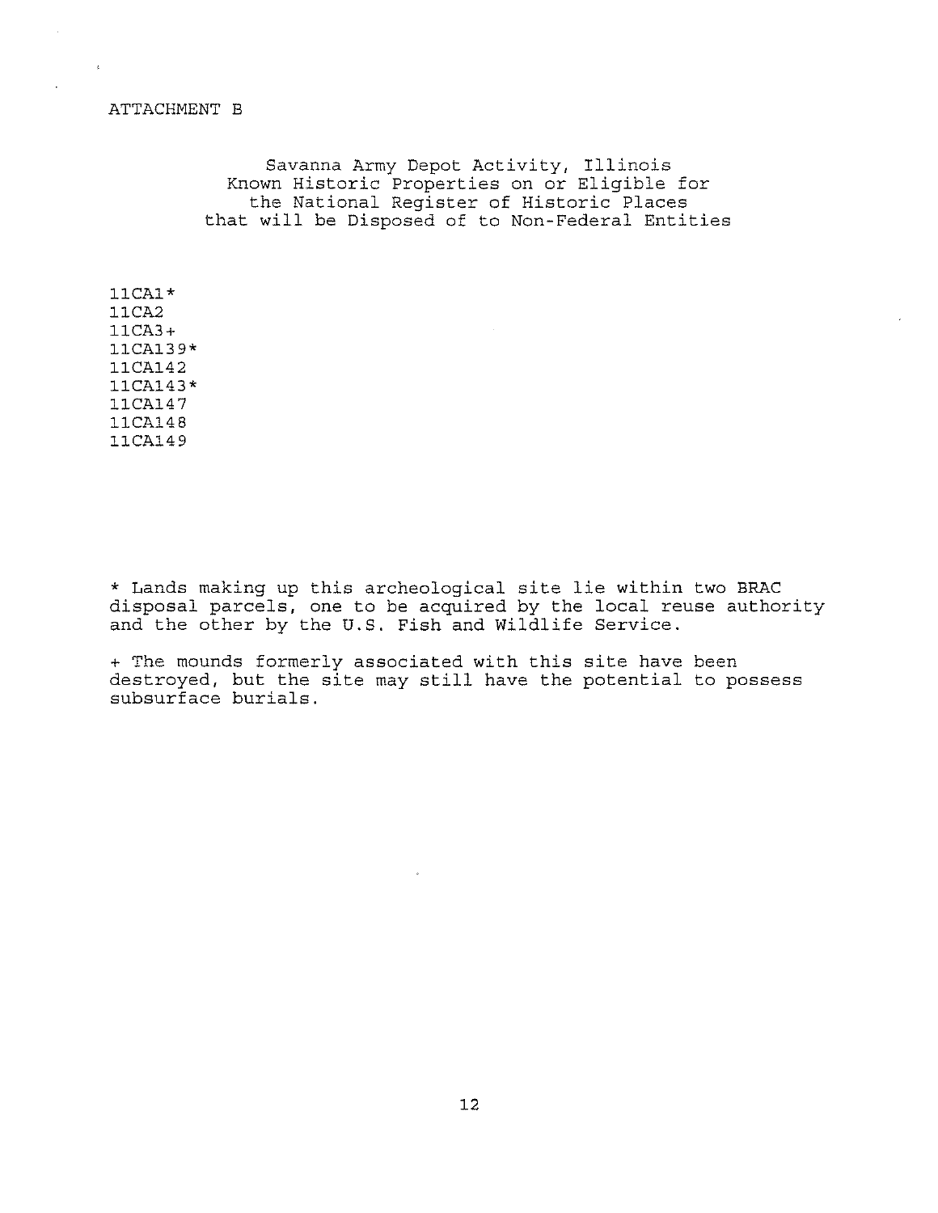ATTACHMENT B

## Savanna Army Depot Activity, Illinois Known Historic Properties on or Eligible for the National Register of Historic Places that will be Disposed of to Non-Federal Entities

11CA1*
11CA2
11CA3+
11CA139*
11CA142
11CA143*
11CA147
11CA148
11CA149

* Lands making up this archeological site lie within two BRAC disposal parcels, one to be acquired by the local reuse authority and the other by the U.S. Fish and Wildlife Service.

+ The mounds formerly associated with this site have been destroyed, but the site may still have the potential to possess subsurface burials.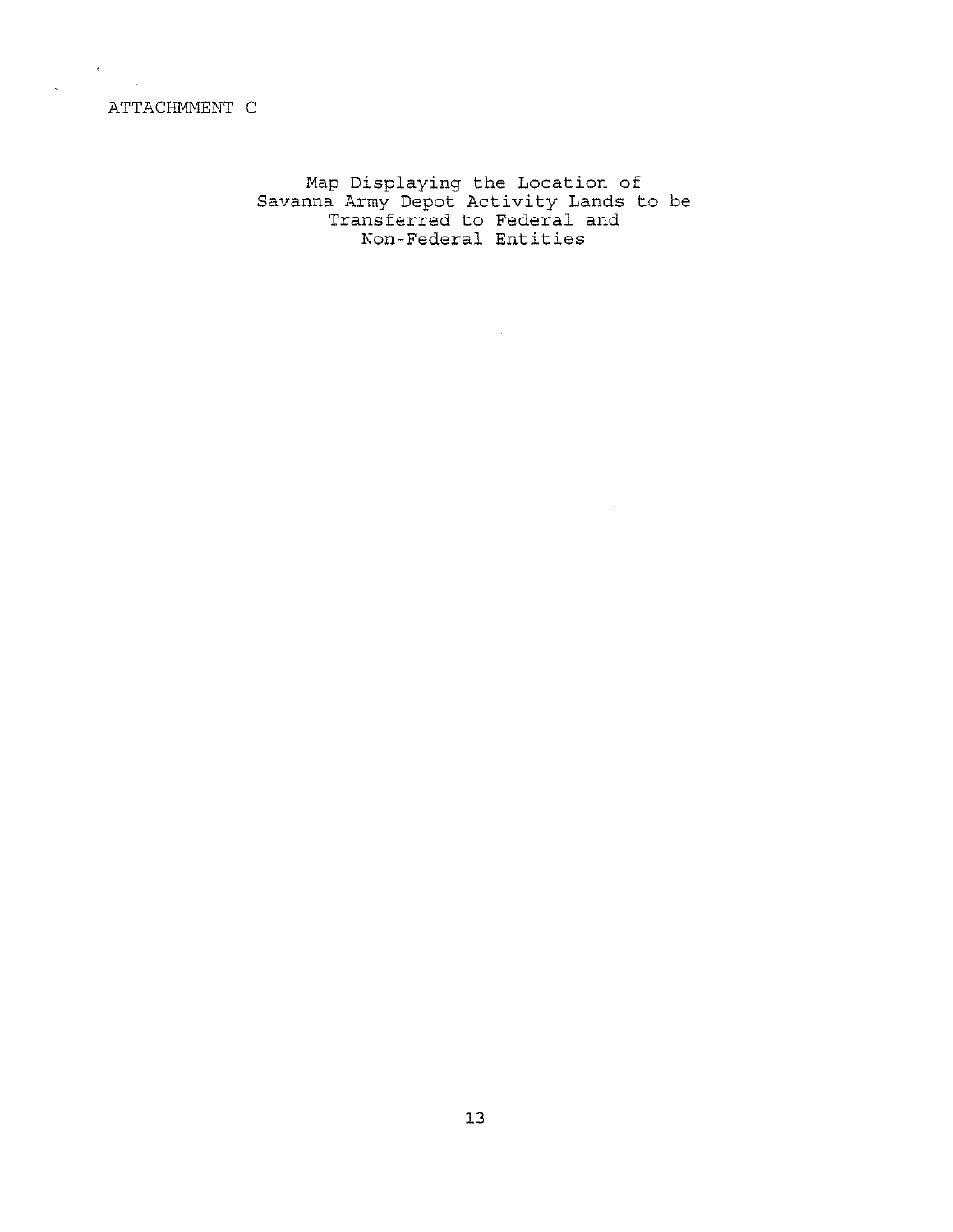ATTACHMMENT C

Map Displaying the Location of
Savanna Army Depot Activity Lands to be
Transferred to Federal and
Non-Federal Entities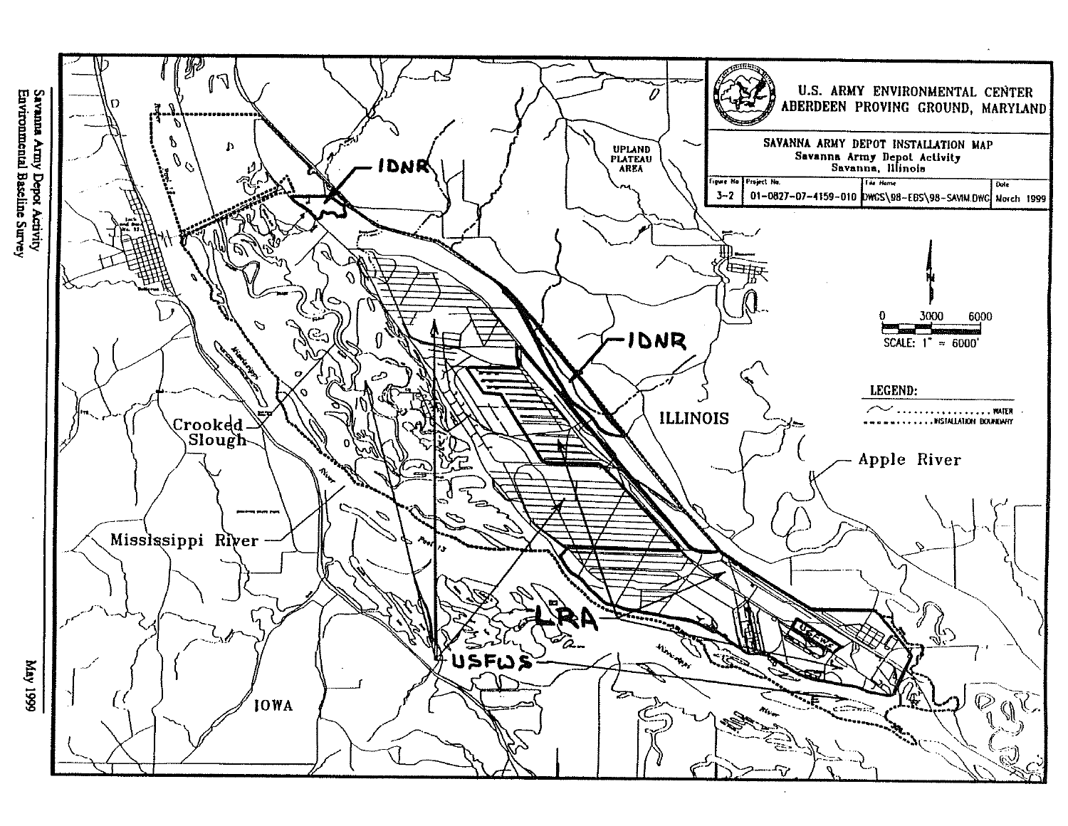U.S. ARMY ENVIRONMENTAL CENTER
ABERDEEN PROVING GROUND, MARYLAND

SAVANNA ARMY DEPOT INSTALLATION MAP
Savanna Army Depot Activity
Savanna, Illinois

| Figure No | Project No. | File Name | Date |
|---|---|---|---|
| 3-2 | 01-0827-07-4159-010 | DWGS\98-EBS\98-SAVIM.DWG | March 1999 |

0 3000 6000
SCALE: 1" = 6000'

LEGEND:
WATER
INSTALLATION BOUNDARY

IDNR

IDNR

UPLAND PLATEAU AREA

ILLINOIS

Apple River

Crooked Slough

Mississippi River

LRA

USFWS

IOWA

Savanna Army Depot Activity
Environmental Baseline Survey

May 1999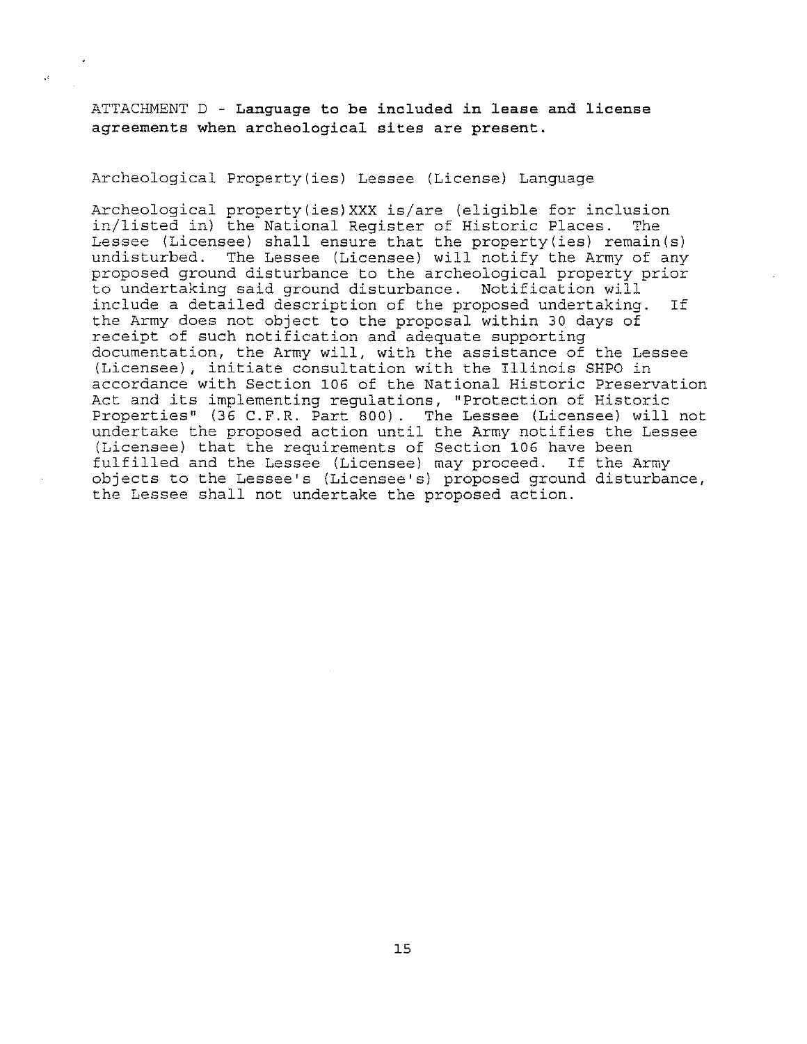ATTACHMENT D - **Language to be included in lease and license agreements when archeological sites are present.**

Archeological Property(ies) Lessee (License) Language

Archeological property(ies)XXX is/are (eligible for inclusion in/listed in) the National Register of Historic Places. The Lessee (Licensee) shall ensure that the property(ies) remain(s) undisturbed. The Lessee (Licensee) will notify the Army of any proposed ground disturbance to the archeological property prior to undertaking said ground disturbance. Notification will include a detailed description of the proposed undertaking. If the Army does not object to the proposal within 30 days of receipt of such notification and adequate supporting documentation, the Army will, with the assistance of the Lessee (Licensee), initiate consultation with the Illinois SHPO in accordance with Section 106 of the National Historic Preservation Act and its implementing regulations, "Protection of Historic Properties" (36 C.F.R. Part 800). The Lessee (Licensee) will not undertake the proposed action until the Army notifies the Lessee (Licensee) that the requirements of Section 106 have been fulfilled and the Lessee (Licensee) may proceed. If the Army objects to the Lessee's (Licensee's) proposed ground disturbance, the Lessee shall not undertake the proposed action.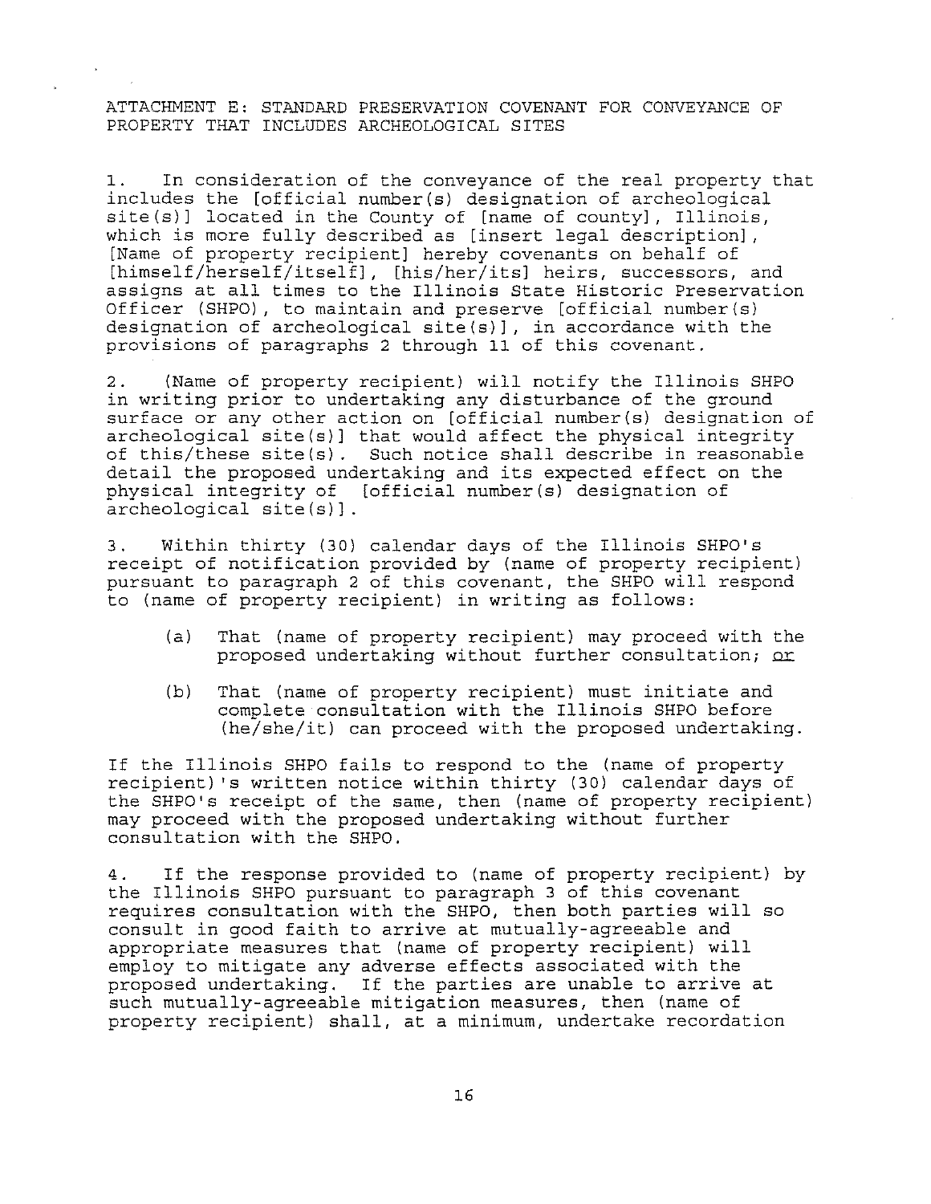ATTACHMENT E: STANDARD PRESERVATION COVENANT FOR CONVEYANCE OF PROPERTY THAT INCLUDES ARCHEOLOGICAL SITES

1. In consideration of the conveyance of the real property that includes the [official number(s) designation of archeological site(s)] located in the County of [name of county], Illinois, which is more fully described as [insert legal description], [Name of property recipient] hereby covenants on behalf of [himself/herself/itself], [his/her/its] heirs, successors, and assigns at all times to the Illinois State Historic Preservation Officer (SHPO), to maintain and preserve [official number(s) designation of archeological site(s)], in accordance with the provisions of paragraphs 2 through 11 of this covenant.

2. (Name of property recipient) will notify the Illinois SHPO in writing prior to undertaking any disturbance of the ground surface or any other action on [official number(s) designation of archeological site(s)] that would affect the physical integrity of this/these site(s). Such notice shall describe in reasonable detail the proposed undertaking and its expected effect on the physical integrity of [official number(s) designation of archeological site(s)].

3. Within thirty (30) calendar days of the Illinois SHPO's receipt of notification provided by (name of property recipient) pursuant to paragraph 2 of this covenant, the SHPO will respond to (name of property recipient) in writing as follows:

(a) That (name of property recipient) may proceed with the proposed undertaking without further consultation; or

(b) That (name of property recipient) must initiate and complete consultation with the Illinois SHPO before (he/she/it) can proceed with the proposed undertaking.

If the Illinois SHPO fails to respond to the (name of property recipient)'s written notice within thirty (30) calendar days of the SHPO's receipt of the same, then (name of property recipient) may proceed with the proposed undertaking without further consultation with the SHPO.

4. If the response provided to (name of property recipient) by the Illinois SHPO pursuant to paragraph 3 of this covenant requires consultation with the SHPO, then both parties will so consult in good faith to arrive at mutually-agreeable and appropriate measures that (name of property recipient) will employ to mitigate any adverse effects associated with the proposed undertaking. If the parties are unable to arrive at such mutually-agreeable mitigation measures, then (name of property recipient) shall, at a minimum, undertake recordation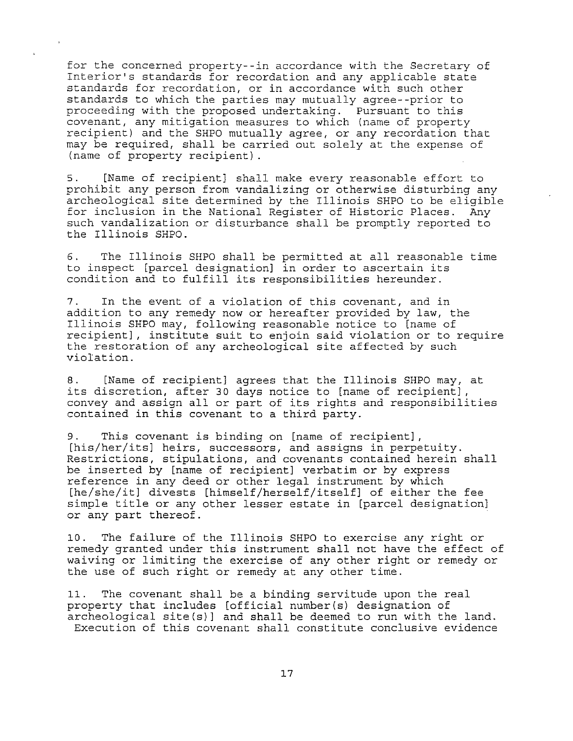for the concerned property--in accordance with the Secretary of Interior's standards for recordation and any applicable state standards for recordation, or in accordance with such other standards to which the parties may mutually agree--prior to proceeding with the proposed undertaking. Pursuant to this covenant, any mitigation measures to which (name of property recipient) and the SHPO mutually agree, or any recordation that may be required, shall be carried out solely at the expense of (name of property recipient).

5. [Name of recipient] shall make every reasonable effort to prohibit any person from vandalizing or otherwise disturbing any archeological site determined by the Illinois SHPO to be eligible for inclusion in the National Register of Historic Places. Any such vandalization or disturbance shall be promptly reported to the Illinois SHPO.

6. The Illinois SHPO shall be permitted at all reasonable time to inspect [parcel designation] in order to ascertain its condition and to fulfill its responsibilities hereunder.

7. In the event of a violation of this covenant, and in addition to any remedy now or hereafter provided by law, the Illinois SHPO may, following reasonable notice to [name of recipient], institute suit to enjoin said violation or to require the restoration of any archeological site affected by such violation.

8. [Name of recipient] agrees that the Illinois SHPO may, at its discretion, after 30 days notice to [name of recipient], convey and assign all or part of its rights and responsibilities contained in this covenant to a third party.

9. This covenant is binding on [name of recipient], [his/her/its] heirs, successors, and assigns in perpetuity. Restrictions, stipulations, and covenants contained herein shall be inserted by [name of recipient] verbatim or by express reference in any deed or other legal instrument by which [he/she/it] divests [himself/herself/itself] of either the fee simple title or any other lesser estate in [parcel designation] or any part thereof.

10. The failure of the Illinois SHPO to exercise any right or remedy granted under this instrument shall not have the effect of waiving or limiting the exercise of any other right or remedy or the use of such right or remedy at any other time.

11. The covenant shall be a binding servitude upon the real property that includes [official number(s) designation of archeological site(s)] and shall be deemed to run with the land. Execution of this covenant shall constitute conclusive evidence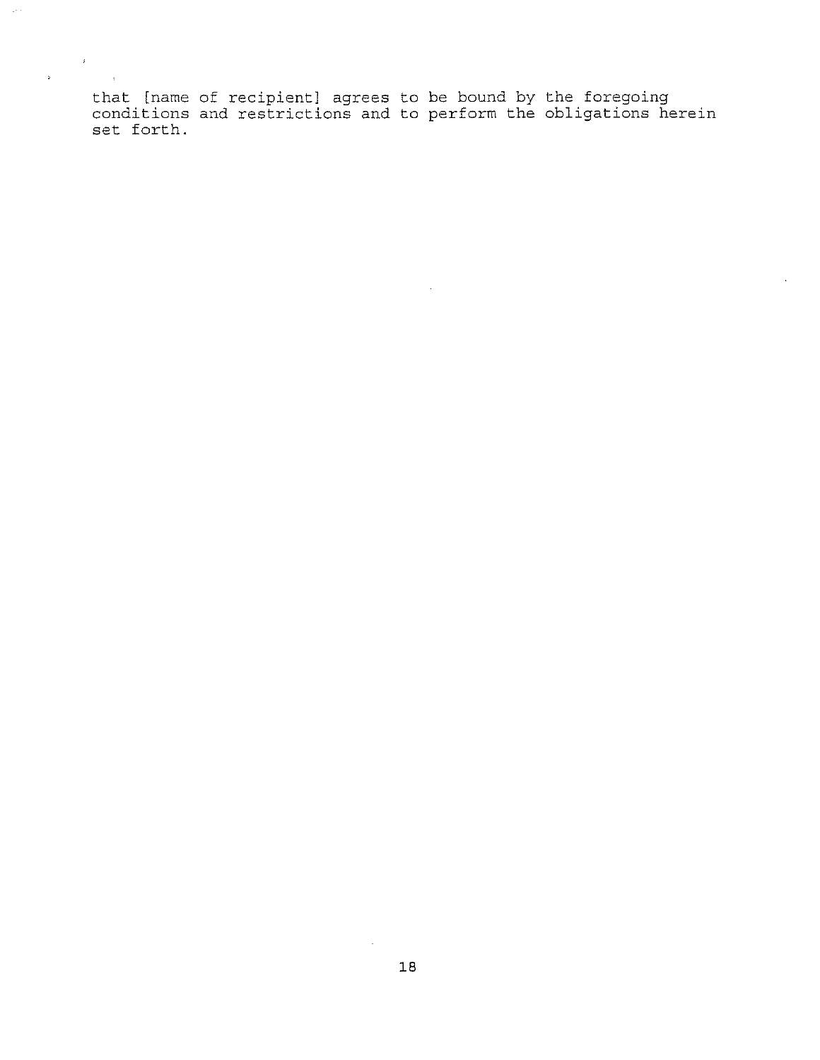that [name of recipient] agrees to be bound by the foregoing conditions and restrictions and to perform the obligations herein set forth.